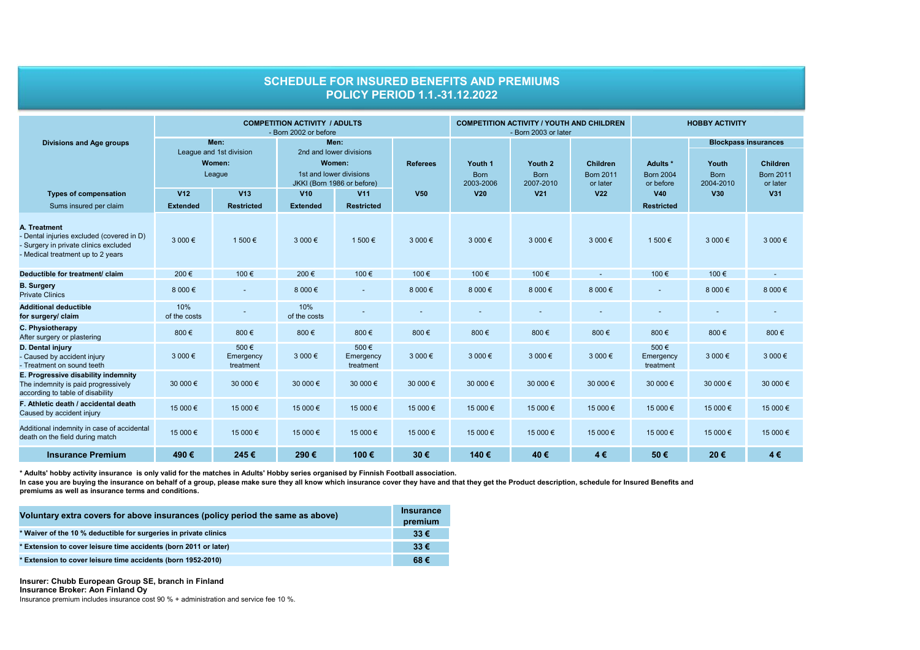# SCHEDULE FOR INSURED BENEFITS AND PREMIUMS
## POLICY PERIOD 1.1.-31.12.2022

| Divisions and Age groups | COMPETITION ACTIVITY / ADULTS - Born 2002 or before | | | | | COMPETITION ACTIVITY / YOUTH AND CHILDREN - Born 2003 or later | | | HOBBY ACTIVITY | | |
|---|---|---|---|---|---|---|---|---|---|---|---|
| | Men: League and 1st division Women: League | | Men: 2nd and lower divisions Women: 1st and lower divisions JKKI (Born 1986 or before) | | Referees | Youth 1 Born 2003-2006 | Youth 2 Born 2007-2010 | Children Born 2011 or later | Adults * Born 2004 or before | Blockpass insurances | |
| | | | | | | | | | | Youth Born 2004-2010 | Children Born 2011 or later |
| **Types of compensation** | **V12** | **V13** | **V10** | **V11** | **V50** | **V20** | **V21** | **V22** | **V40** | **V30** | **V31** |
| Sums insured per claim | **Extended** | **Restricted** | **Extended** | **Restricted** | | | | | **Restricted** | | |
| **A. Treatment** - Dental injuries excluded (covered in D) - Surgery in private clinics excluded - Medical treatment up to 2 years | 3 000 € | 1 500 € | 3 000 € | 1 500 € | 3 000 € | 3 000 € | 3 000 € | 3 000 € | 1 500 € | 3 000 € | 3 000 € |
| **Deductible for treatment/ claim** | 200 € | 100 € | 200 € | 100 € | 100 € | 100 € | 100 € | - | 100 € | 100 € | - |
| **B. Surgery** Private Clinics | 8 000 € | - | 8 000 € | - | 8 000 € | 8 000 € | 8 000 € | 8 000 € | - | 8 000 € | 8 000 € |
| **Additional deductible for surgery/ claim** | 10% of the costs | - | 10% of the costs | - | - | - | - | - | - | - | - |
| **C. Physiotherapy** After surgery or plastering | 800 € | 800 € | 800 € | 800 € | 800 € | 800 € | 800 € | 800 € | 800 € | 800 € | 800 € |
| **D. Dental injury** - Caused by accident injury - Treatment on sound teeth | 3 000 € | 500 € Emergency treatment | 3 000 € | 500 € Emergency treatment | 3 000 € | 3 000 € | 3 000 € | 3 000 € | 500 € Emergency treatment | 3 000 € | 3 000 € |
| **E. Progressive disability indemnity** The indemnity is paid progressively according to table of disability | 30 000 € | 30 000 € | 30 000 € | 30 000 € | 30 000 € | 30 000 € | 30 000 € | 30 000 € | 30 000 € | 30 000 € | 30 000 € |
| **F. Athletic death / accidental death** Caused by accident injury | 15 000 € | 15 000 € | 15 000 € | 15 000 € | 15 000 € | 15 000 € | 15 000 € | 15 000 € | 15 000 € | 15 000 € | 15 000 € |
| Additional indemnity in case of accidental death on the field during match | 15 000 € | 15 000 € | 15 000 € | 15 000 € | 15 000 € | 15 000 € | 15 000 € | 15 000 € | 15 000 € | 15 000 € | 15 000 € |
| **Insurance Premium** | **490 €** | **245 €** | **290 €** | **100 €** | **30 €** | **140 €** | **40 €** | **4 €** | **50 €** | **20 €** | **4 €** |

**\* Adults' hobby activity insurance is only valid for the matches in Adults' Hobby series organised by Finnish Football association.**
**In case you are buying the insurance on behalf of a group, please make sure they all know which insurance cover they have and that they get the Product description, schedule for Insured Benefits and premiums as well as insurance terms and conditions.**

| Voluntary extra covers for above insurances (policy period the same as above) | Insurance premium |
|---|---|
| * Waiver of the 10 % deductible for surgeries in private clinics | 33 € |
| * Extension to cover leisure time accidents (born 2011 or later) | 33 € |
| * Extension to cover leisure time accidents (born 1952-2010) | 68 € |

**Insurer: Chubb European Group SE, branch in Finland**
**Insurance Broker: Aon Finland Oy**
Insurance premium includes insurance cost 90 % + administration and service fee 10 %.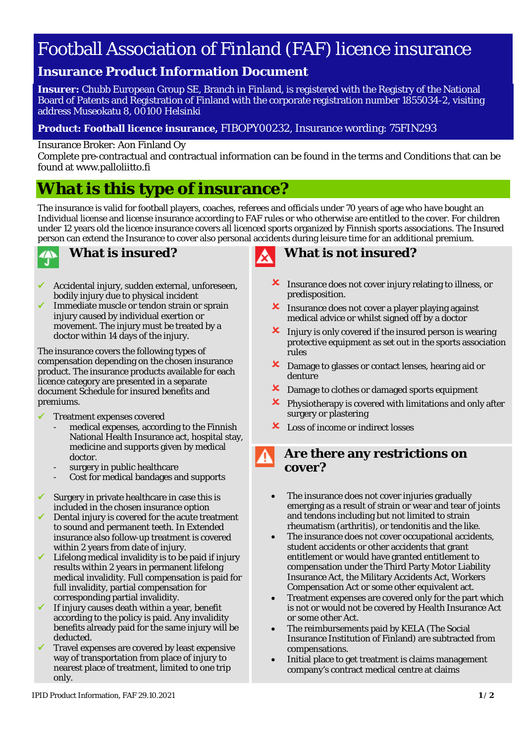# Football Association of Finland (FAF) licence insurance

## Insurance Product Information Document

**Insurer:** Chubb European Group SE, Branch in Finland, is registered with the Registry of the National Board of Patents and Registration of Finland with the corporate registration number 1855034-2, visiting address Museokatu 8, 00100 Helsinki

**Product: Football licence insurance,** FIBOPY00232, Insurance wording: 75FIN293

Insurance Broker: Aon Finland Oy
Complete pre-contractual and contractual information can be found in the terms and Conditions that can be found at www.palloliitto.fi

# What is this type of insurance?

The insurance is valid for football players, coaches, referees and officials under 70 years of age who have bought an Individual license and license insurance according to FAF rules or who otherwise are entitled to the cover. For children under 12 years old the licence insurance covers all licenced sports organized by Finnish sports associations. The Insured person can extend the Insurance to cover also personal accidents during leisure time for an additional premium.

## What is insured?

- ✓ Accidental injury, sudden external, unforeseen, bodily injury due to physical incident
- ✓ Immediate muscle or tendon strain or sprain injury caused by individual exertion or movement. The injury must be treated by a doctor within 14 days of the injury.

The insurance covers the following types of compensation depending on the chosen insurance product. The insurance products available for each licence category are presented in a separate document Schedule for insured benefits and premiums.

- ✓ Treatment expenses covered
  - medical expenses, according to the Finnish National Health Insurance act, hospital stay, medicine and supports given by medical doctor.
  - surgery in public healthcare
  - Cost for medical bandages and supports
- ✓ Surgery in private healthcare in case this is included in the chosen insurance option
- ✓ Dental injury is covered for the acute treatment to sound and permanent teeth. In Extended insurance also follow-up treatment is covered within 2 years from date of injury.
- ✓ Lifelong medical invalidity is to be paid if injury results within 2 years in permanent lifelong medical invalidity. Full compensation is paid for full invalidity, partial compensation for corresponding partial invalidity.
- ✓ If injury causes death within a year, benefit according to the policy is paid. Any invalidity benefits already paid for the same injury will be deducted.
- ✓ Travel expenses are covered by least expensive way of transportation from place of injury to nearest place of treatment, limited to one trip only.

## What is not insured?

- ✗ Insurance does not cover injury relating to illness, or predisposition.
- ✗ Insurance does not cover a player playing against medical advice or whilst signed off by a doctor
- ✗ Injury is only covered if the insured person is wearing protective equipment as set out in the sports association rules
- ✗ Damage to glasses or contact lenses, hearing aid or denture
- ✗ Damage to clothes or damaged sports equipment
- ✗ Physiotherapy is covered with limitations and only after surgery or plastering
- ✗ Loss of income or indirect losses

## Are there any restrictions on cover?

- The insurance does not cover injuries gradually emerging as a result of strain or wear and tear of joints and tendons including but not limited to strain rheumatism (arthritis), or tendonitis and the like.
- The insurance does not cover occupational accidents, student accidents or other accidents that grant entitlement or would have granted entitlement to compensation under the Third Party Motor Liability Insurance Act, the Military Accidents Act, Workers Compensation Act or some other equivalent act.
- Treatment expenses are covered only for the part which is not or would not be covered by Health Insurance Act or some other Act.
- The reimbursements paid by KELA (The Social Insurance Institution of Finland) are subtracted from compensations.
- Initial place to get treatment is claims management company's contract medical centre at claims

IPID Product Information, FAF 29.10.2021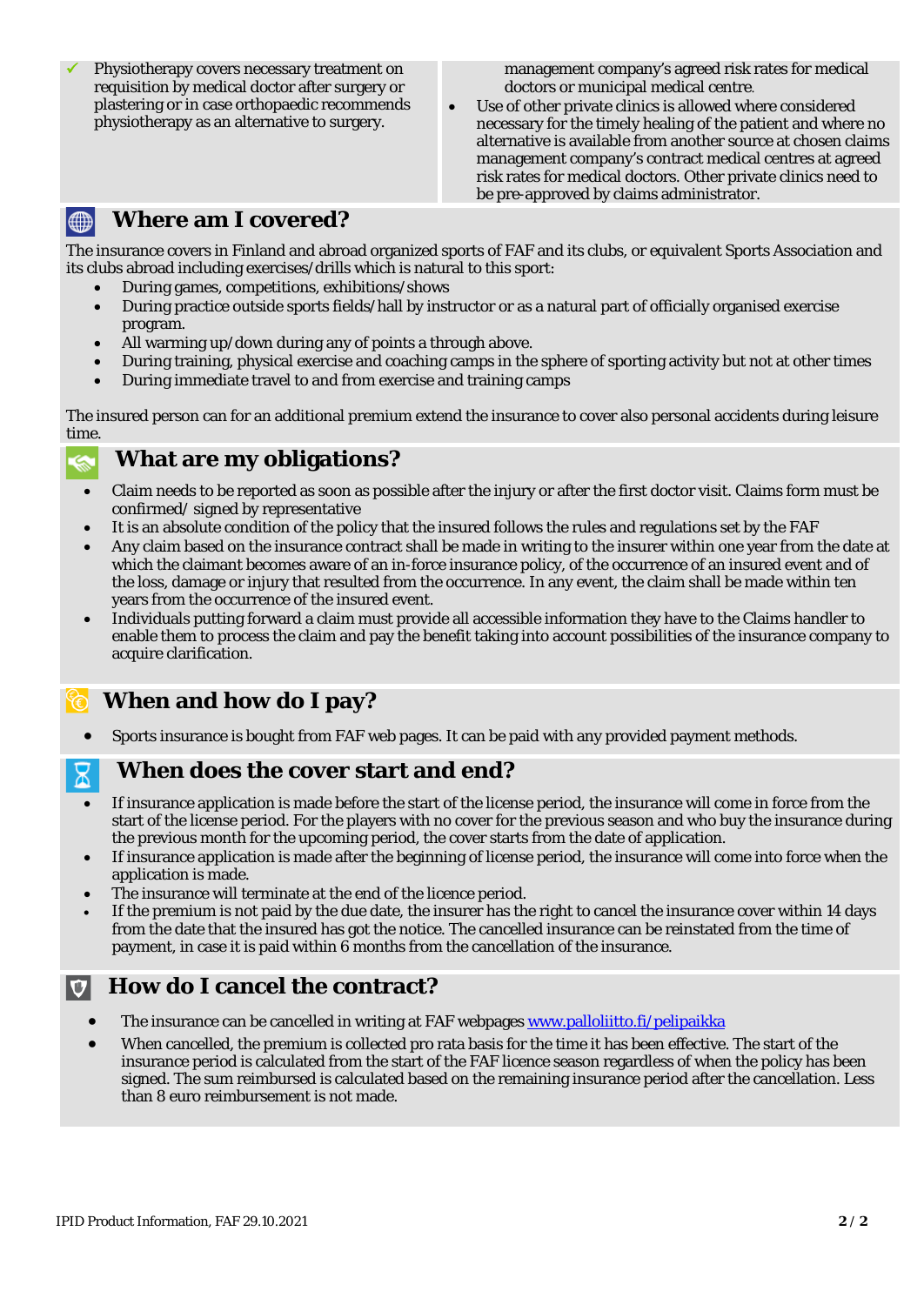- ✓ Physiotherapy covers necessary treatment on requisition by medical doctor after surgery or plastering or in case orthopaedic recommends physiotherapy as an alternative to surgery.

management company's agreed risk rates for medical doctors or municipal medical centre.

- Use of other private clinics is allowed where considered necessary for the timely healing of the patient and where no alternative is available from another source at chosen claims management company's contract medical centres at agreed risk rates for medical doctors. Other private clinics need to be pre-approved by claims administrator.

## Where am I covered?

The insurance covers in Finland and abroad organized sports of FAF and its clubs, or equivalent Sports Association and its clubs abroad including exercises/drills which is natural to this sport:

- During games, competitions, exhibitions/shows
- During practice outside sports fields/hall by instructor or as a natural part of officially organised exercise program.
- All warming up/down during any of points a through above.
- During training, physical exercise and coaching camps in the sphere of sporting activity but not at other times
- During immediate travel to and from exercise and training camps

The insured person can for an additional premium extend the insurance to cover also personal accidents during leisure time.

## What are my obligations?

- Claim needs to be reported as soon as possible after the injury or after the first doctor visit. Claims form must be confirmed/ signed by representative
- It is an absolute condition of the policy that the insured follows the rules and regulations set by the FAF
- Any claim based on the insurance contract shall be made in writing to the insurer within one year from the date at which the claimant becomes aware of an in-force insurance policy, of the occurrence of an insured event and of the loss, damage or injury that resulted from the occurrence. In any event, the claim shall be made within ten years from the occurrence of the insured event.
- Individuals putting forward a claim must provide all accessible information they have to the Claims handler to enable them to process the claim and pay the benefit taking into account possibilities of the insurance company to acquire clarification.

## When and how do I pay?

- Sports insurance is bought from FAF web pages. It can be paid with any provided payment methods.

## When does the cover start and end?

- If insurance application is made before the start of the license period, the insurance will come in force from the start of the license period. For the players with no cover for the previous season and who buy the insurance during the previous month for the upcoming period, the cover starts from the date of application.
- If insurance application is made after the beginning of license period, the insurance will come into force when the application is made.
- The insurance will terminate at the end of the licence period.
- If the premium is not paid by the due date, the insurer has the right to cancel the insurance cover within 14 days from the date that the insured has got the notice. The cancelled insurance can be reinstated from the time of payment, in case it is paid within 6 months from the cancellation of the insurance.

## How do I cancel the contract?

- The insurance can be cancelled in writing at FAF webpages www.palloliitto.fi/pelipaikka
- When cancelled, the premium is collected pro rata basis for the time it has been effective. The start of the insurance period is calculated from the start of the FAF licence season regardless of when the policy has been signed. The sum reimbursed is calculated based on the remaining insurance period after the cancellation. Less than 8 euro reimbursement is not made.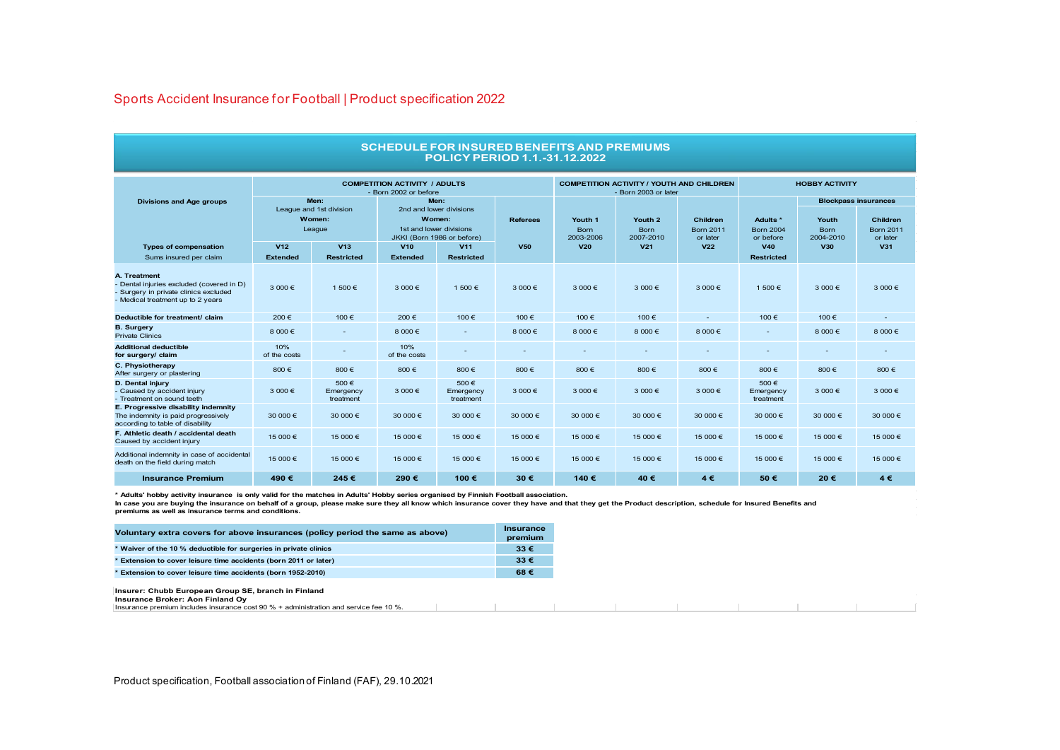# Sports Accident Insurance for Football | Product specification 2022

## SCHEDULE FOR INSURED BENEFITS AND PREMIUMS
## POLICY PERIOD 1.1.-31.12.2022

| Divisions and Age groups | COMPETITION ACTIVITY / ADULTS - Born 2002 or before | | | | | COMPETITION ACTIVITY / YOUTH AND CHILDREN - Born 2003 or later | | | HOBBY ACTIVITY | | |
|---|---|---|---|---|---|---|---|---|---|---|---|
| | Men: League and 1st division Women: League | | Men: 2nd and lower divisions Women: 1st and lower divisions JKKI (Born 1986 or before) | | Referees | Youth 1 Born 2003-2006 | Youth 2 Born 2007-2010 | Children Born 2011 or later | Adults * Born 2004 or before | Blockpass insurances | |
| | | | | | | | | | | Youth Born 2004-2010 | Children Born 2011 or later |
| **Types of compensation** | **V12** | **V13** | **V10** | **V11** | **V50** | **V20** | **V21** | **V22** | **V40** | **V30** | **V31** |
| Sums insured per claim | **Extended** | **Restricted** | **Extended** | **Restricted** | | | | | **Restricted** | | |
| **A. Treatment** - Dental injuries excluded (covered in D) - Surgery in private clinics excluded - Medical treatment up to 2 years | 3 000 € | 1 500 € | 3 000 € | 1 500 € | 3 000 € | 3 000 € | 3 000 € | 3 000 € | 1 500 € | 3 000 € | 3 000 € |
| **Deductible for treatment/ claim** | 200 € | 100 € | 200 € | 100 € | 100 € | 100 € | 100 € | - | 100 € | 100 € | - |
| **B. Surgery** Private Clinics | 8 000 € | - | 8 000 € | - | 8 000 € | 8 000 € | 8 000 € | 8 000 € | - | 8 000 € | 8 000 € |
| **Additional deductible for surgery/ claim** | 10% of the costs | - | 10% of the costs | - | - | - | - | - | - | - | - |
| **C. Physiotherapy** After surgery or plastering | 800 € | 800 € | 800 € | 800 € | 800 € | 800 € | 800 € | 800 € | 800 € | 800 € | 800 € |
| **D. Dental injury** - Caused by accident injury - Treatment on sound teeth | 3 000 € | 500 € Emergency treatment | 3 000 € | 500 € Emergency treatment | 3 000 € | 3 000 € | 3 000 € | 3 000 € | 500 € Emergency treatment | 3 000 € | 3 000 € |
| **E. Progressive disability indemnity** The indemnity is paid progressively according to table of disability | 30 000 € | 30 000 € | 30 000 € | 30 000 € | 30 000 € | 30 000 € | 30 000 € | 30 000 € | 30 000 € | 30 000 € | 30 000 € |
| **F. Athletic death / accidental death** Caused by accident injury | 15 000 € | 15 000 € | 15 000 € | 15 000 € | 15 000 € | 15 000 € | 15 000 € | 15 000 € | 15 000 € | 15 000 € | 15 000 € |
| Additional indemnity in case of accidental death on the field during match | 15 000 € | 15 000 € | 15 000 € | 15 000 € | 15 000 € | 15 000 € | 15 000 € | 15 000 € | 15 000 € | 15 000 € | 15 000 € |
| **Insurance Premium** | **490 €** | **245 €** | **290 €** | **100 €** | **30 €** | **140 €** | **40 €** | **4 €** | **50 €** | **20 €** | **4 €** |

**\* Adults' hobby activity insurance is only valid for the matches in Adults' Hobby series organised by Finnish Football association.**
**In case you are buying the insurance on behalf of a group, please make sure they all know which insurance cover they have and that they get the Product description, schedule for Insured Benefits and premiums as well as insurance terms and conditions.**

| Voluntary extra covers for above insurances (policy period the same as above) | Insurance premium |
|---|---|
| * Waiver of the 10 % deductible for surgeries in private clinics | 33 € |
| * Extension to cover leisure time accidents (born 2011 or later) | 33 € |
| * Extension to cover leisure time accidents (born 1952-2010) | 68 € |

**Insurer: Chubb European Group SE, branch in Finland**
**Insurance Broker: Aon Finland Oy**
Insurance premium includes insurance cost 90 % + administration and service fee 10 %.

Product specification, Football association of Finland (FAF), 29.10.2021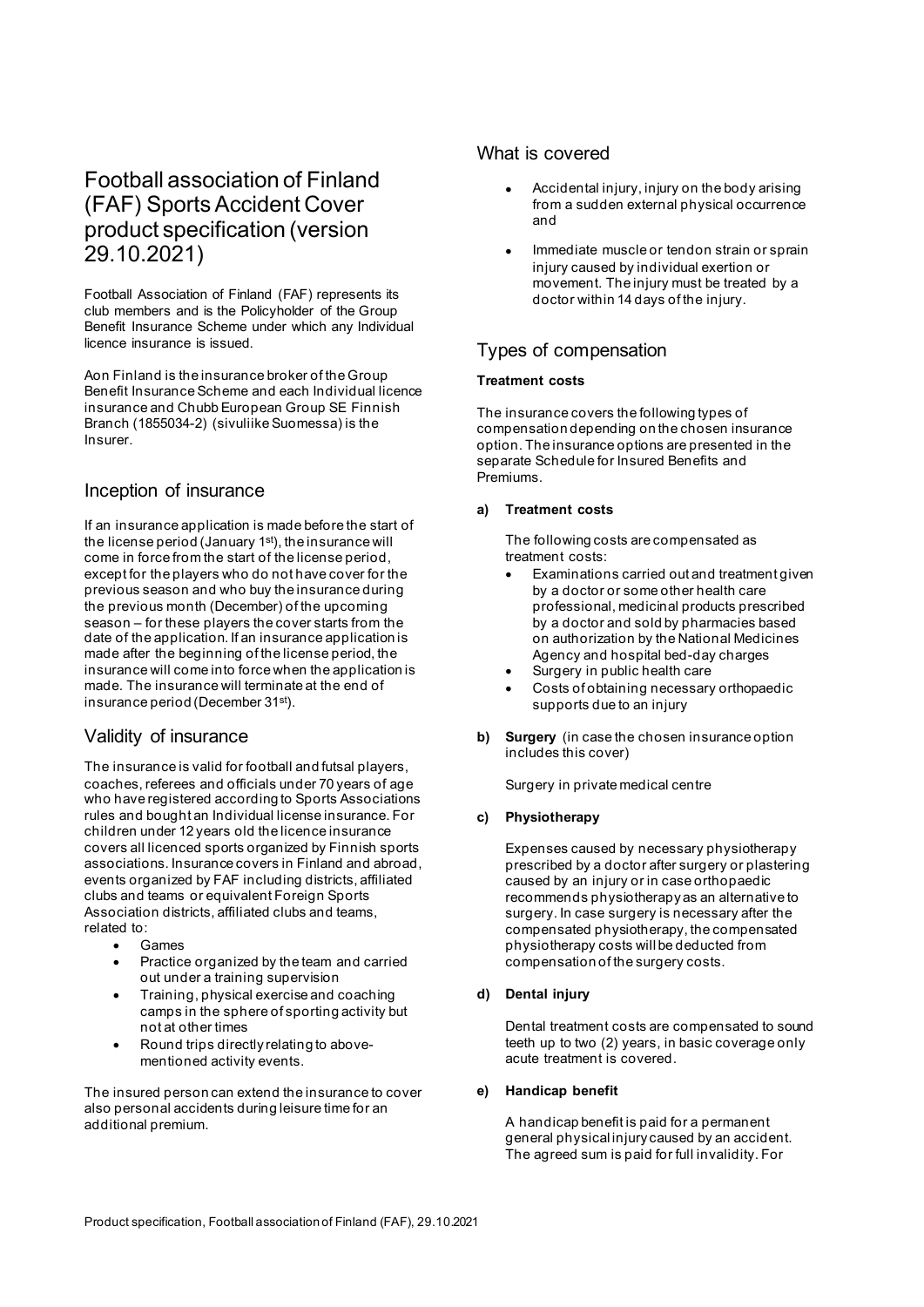# Football association of Finland (FAF) Sports Accident Cover product specification (version 29.10.2021)

Football Association of Finland (FAF) represents its club members and is the Policyholder of the Group Benefit Insurance Scheme under which any Individual licence insurance is issued.

Aon Finland is the insurance broker of the Group Benefit Insurance Scheme and each Individual licence insurance and Chubb European Group SE Finnish Branch (1855034-2) (sivuliike Suomessa) is the Insurer.

## Inception of insurance

If an insurance application is made before the start of the license period (January 1st), the insurance will come in force from the start of the license period, except for the players who do not have cover for the previous season and who buy the insurance during the previous month (December) of the upcoming season – for these players the cover starts from the date of the application. If an insurance application is made after the beginning of the license period, the insurance will come into force when the application is made. The insurance will terminate at the end of insurance period (December 31st).

## Validity of insurance

The insurance is valid for football and futsal players, coaches, referees and officials under 70 years of age who have registered according to Sports Associations rules and bought an Individual license insurance. For children under 12 years old the licence insurance covers all licenced sports organized by Finnish sports associations. Insurance covers in Finland and abroad, events organized by FAF including districts, affiliated clubs and teams or equivalent Foreign Sports Association districts, affiliated clubs and teams, related to:

- Games
- Practice organized by the team and carried out under a training supervision
- Training, physical exercise and coaching camps in the sphere of sporting activity but not at other times
- Round trips directly relating to above-mentioned activity events.

The insured person can extend the insurance to cover also personal accidents during leisure time for an additional premium.

## What is covered

- Accidental injury, injury on the body arising from a sudden external physical occurrence and
- Immediate muscle or tendon strain or sprain injury caused by individual exertion or movement. The injury must be treated by a doctor within 14 days of the injury.

## Types of compensation

**Treatment costs**

The insurance covers the following types of compensation depending on the chosen insurance option. The insurance options are presented in the separate Schedule for Insured Benefits and Premiums.

**a) Treatment costs**

The following costs are compensated as treatment costs:

- Examinations carried out and treatment given by a doctor or some other health care professional, medicinal products prescribed by a doctor and sold by pharmacies based on authorization by the National Medicines Agency and hospital bed-day charges
- Surgery in public health care
- Costs of obtaining necessary orthopaedic supports due to an injury

**b) Surgery** (in case the chosen insurance option includes this cover)

Surgery in private medical centre

**c) Physiotherapy**

Expenses caused by necessary physiotherapy prescribed by a doctor after surgery or plastering caused by an injury or in case orthopaedic recommends physiotherapy as an alternative to surgery. In case surgery is necessary after the compensated physiotherapy, the compensated physiotherapy costs will be deducted from compensation of the surgery costs.

**d) Dental injury**

Dental treatment costs are compensated to sound teeth up to two (2) years, in basic coverage only acute treatment is covered.

**e) Handicap benefit**

A handicap benefit is paid for a permanent general physical injury caused by an accident. The agreed sum is paid for full invalidity. For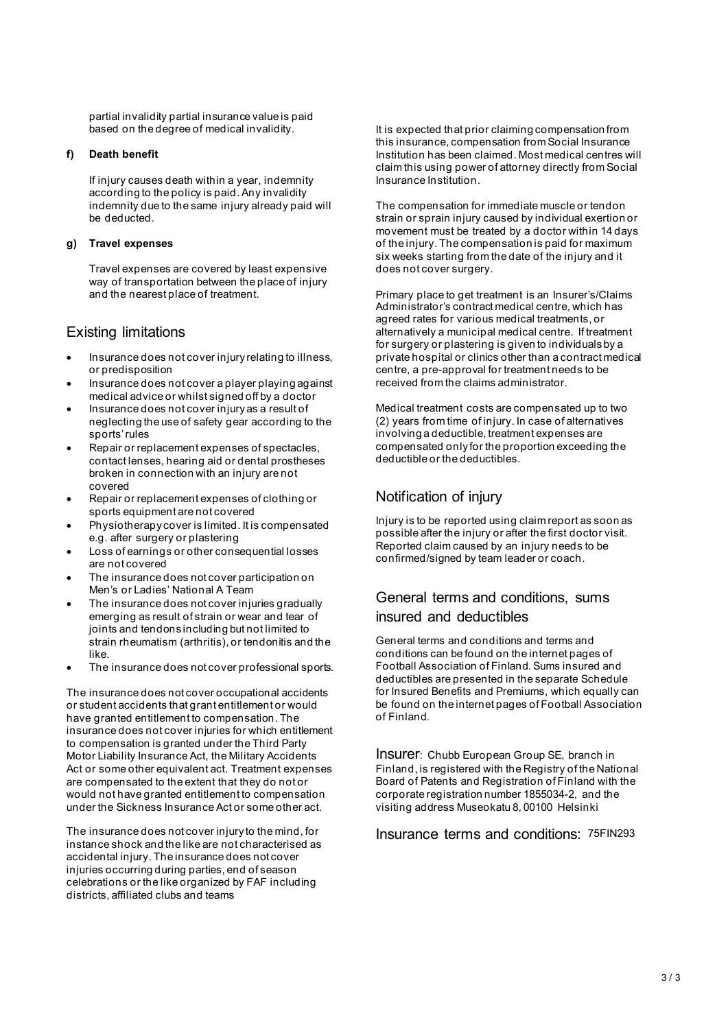partial invalidity partial insurance value is paid based on the degree of medical invalidity.

**f) Death benefit**

If injury causes death within a year, indemnity according to the policy is paid. Any invalidity indemnity due to the same injury already paid will be deducted.

**g) Travel expenses**

Travel expenses are covered by least expensive way of transportation between the place of injury and the nearest place of treatment.

## Existing limitations

- Insurance does not cover injury relating to illness, or predisposition
- Insurance does not cover a player playing against medical advice or whilst signed off by a doctor
- Insurance does not cover injury as a result of neglecting the use of safety gear according to the sports' rules
- Repair or replacement expenses of spectacles, contact lenses, hearing aid or dental prostheses broken in connection with an injury are not covered
- Repair or replacement expenses of clothing or sports equipment are not covered
- Physiotherapy cover is limited. It is compensated e.g. after surgery or plastering
- Loss of earnings or other consequential losses are not covered
- The insurance does not cover participation on Men's or Ladies' National A Team
- The insurance does not cover injuries gradually emerging as result of strain or wear and tear of joints and tendons including but not limited to strain rheumatism (arthritis), or tendonitis and the like.
- The insurance does not cover professional sports.

The insurance does not cover occupational accidents or student accidents that grant entitlement or would have granted entitlement to compensation. The insurance does not cover injuries for which entitlement to compensation is granted under the Third Party Motor Liability Insurance Act, the Military Accidents Act or some other equivalent act. Treatment expenses are compensated to the extent that they do not or would not have granted entitlement to compensation under the Sickness Insurance Act or some other act.

The insurance does not cover injury to the mind, for instance shock and the like are not characterised as accidental injury. The insurance does not cover injuries occurring during parties, end of season celebrations or the like organized by FAF including districts, affiliated clubs and teams

It is expected that prior claiming compensation from this insurance, compensation from Social Insurance Institution has been claimed. Most medical centres will claim this using power of attorney directly from Social Insurance Institution.

The compensation for immediate muscle or tendon strain or sprain injury caused by individual exertion or movement must be treated by a doctor within 14 days of the injury. The compensation is paid for maximum six weeks starting from the date of the injury and it does not cover surgery.

Primary place to get treatment is an Insurer's/Claims Administrator's contract medical centre, which has agreed rates for various medical treatments, or alternatively a municipal medical centre. If treatment for surgery or plastering is given to individuals by a private hospital or clinics other than a contract medical centre, a pre-approval for treatment needs to be received from the claims administrator.

Medical treatment costs are compensated up to two (2) years from time of injury. In case of alternatives involving a deductible, treatment expenses are compensated only for the proportion exceeding the deductible or the deductibles.

## Notification of injury

Injury is to be reported using claim report as soon as possible after the injury or after the first doctor visit. Reported claim caused by an injury needs to be confirmed/signed by team leader or coach.

## General terms and conditions, sums insured and deductibles

General terms and conditions and terms and conditions can be found on the internet pages of Football Association of Finland. Sums insured and deductibles are presented in the separate Schedule for Insured Benefits and Premiums, which equally can be found on the internet pages of Football Association of Finland.

Insurer: Chubb European Group SE, branch in Finland, is registered with the Registry of the National Board of Patents and Registration of Finland with the corporate registration number 1855034-2, and the visiting address Museokatu 8, 00100 Helsinki

Insurance terms and conditions: 75FIN293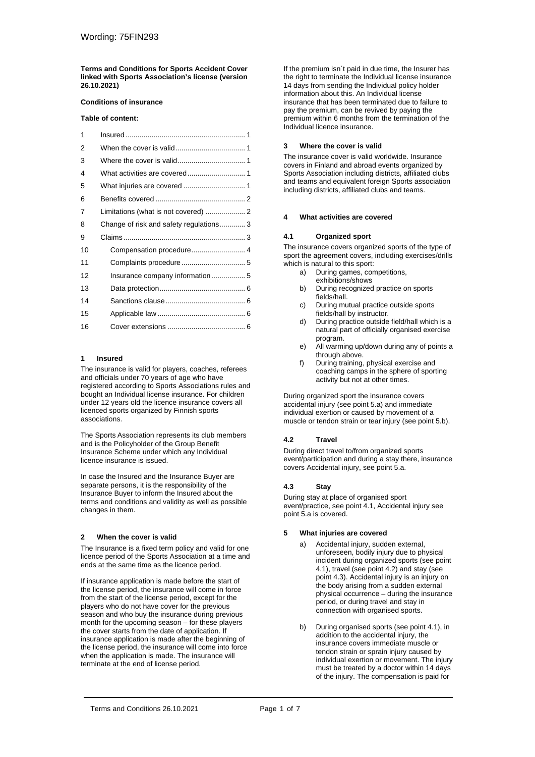Wording: 75FIN293

**Terms and Conditions for Sports Accident Cover linked with Sports Association's license (version 26.10.2021)**

**Conditions of insurance**

**Table of content:**

| | | |
|---|---|---|
| 1 | Insured | 1 |
| 2 | When the cover is valid | 1 |
| 3 | Where the cover is valid | 1 |
| 4 | What activities are covered | 1 |
| 5 | What injuries are covered | 1 |
| 6 | Benefits covered | 2 |
| 7 | Limitations (what is not covered) | 2 |
| 8 | Change of risk and safety regulations | 3 |
| 9 | Claims | 3 |
| 10 | Compensation procedure | 4 |
| 11 | Complaints procedure | 5 |
| 12 | Insurance company information | 5 |
| 13 | Data protection | 6 |
| 14 | Sanctions clause | 6 |
| 15 | Applicable law | 6 |
| 16 | Cover extensions | 6 |

## 1 Insured

The insurance is valid for players, coaches, referees and officials under 70 years of age who have registered according to Sports Associations rules and bought an Individual license insurance. For children under 12 years old the licence insurance covers all licenced sports organized by Finnish sports associations.

The Sports Association represents its club members and is the Policyholder of the Group Benefit Insurance Scheme under which any Individual licence insurance is issued.

In case the Insured and the Insurance Buyer are separate persons, it is the responsibility of the Insurance Buyer to inform the Insured about the terms and conditions and validity as well as possible changes in them.

## 2 When the cover is valid

The Insurance is a fixed term policy and valid for one licence period of the Sports Association at a time and ends at the same time as the licence period.

If insurance application is made before the start of the license period, the insurance will come in force from the start of the license period, except for the players who do not have cover for the previous season and who buy the insurance during previous month for the upcoming season – for these players the cover starts from the date of application. If insurance application is made after the beginning of the license period, the insurance will come into force when the application is made. The insurance will terminate at the end of license period.

If the premium isn´t paid in due time, the Insurer has the right to terminate the Individual license insurance 14 days from sending the Individual policy holder information about this. An Individual license insurance that has been terminated due to failure to pay the premium, can be revived by paying the premium within 6 months from the termination of the Individual licence insurance.

## 3 Where the cover is valid

The insurance cover is valid worldwide. Insurance covers in Finland and abroad events organized by Sports Association including districts, affiliated clubs and teams and equivalent foreign Sports association including districts, affiliated clubs and teams.

## 4 What activities are covered

### 4.1 Organized sport

The insurance covers organized sports of the type of sport the agreement covers, including exercises/drills which is natural to this sport:

a) During games, competitions, exhibitions/shows
b) During recognized practice on sports fields/hall.
c) During mutual practice outside sports fields/hall by instructor.
d) During practice outside field/hall which is a natural part of officially organised exercise program.
e) All warming up/down during any of points a through above.
f) During training, physical exercise and coaching camps in the sphere of sporting activity but not at other times.

During organized sport the insurance covers accidental injury (see point 5.a) and immediate individual exertion or caused by movement of a muscle or tendon strain or tear injury (see point 5.b).

### 4.2 Travel

During direct travel to/from organized sports event/participation and during a stay there, insurance covers Accidental injury, see point 5.a.

### 4.3 Stay

During stay at place of organised sport event/practice, see point 4.1, Accidental injury see point 5.a is covered.

## 5 What injuries are covered

a) Accidental injury, sudden external, unforeseen, bodily injury due to physical incident during organized sports (see point 4.1), travel (see point 4.2) and stay (see point 4.3). Accidental injury is an injury on the body arising from a sudden external physical occurrence – during the insurance period, or during travel and stay in connection with organised sports.

b) During organised sports (see point 4.1), in addition to the accidental injury, the insurance covers immediate muscle or tendon strain or sprain injury caused by individual exertion or movement. The injury must be treated by a doctor within 14 days of the injury. The compensation is paid for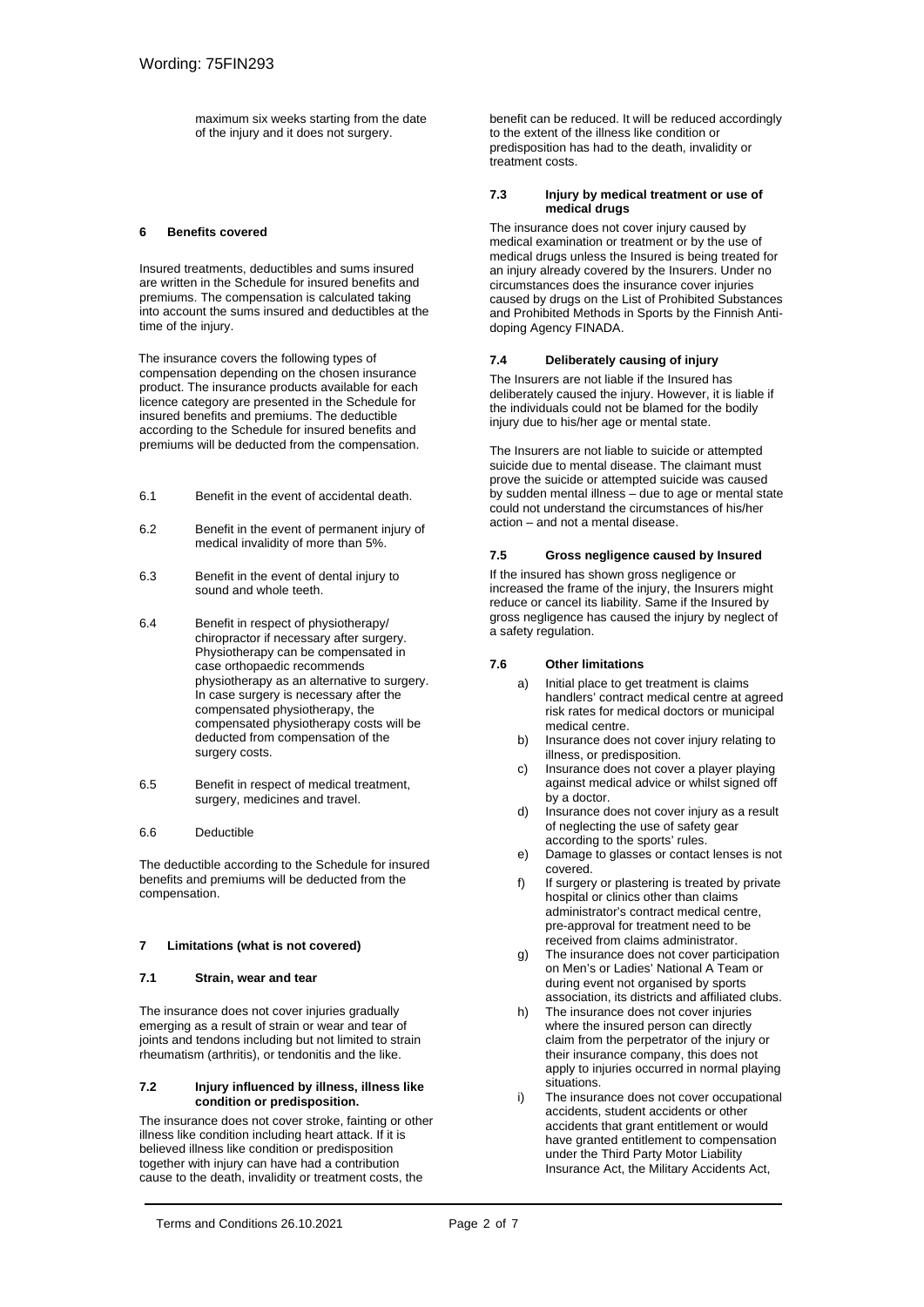maximum six weeks starting from the date of the injury and it does not surgery.

## 6 Benefits covered

Insured treatments, deductibles and sums insured are written in the Schedule for insured benefits and premiums. The compensation is calculated taking into account the sums insured and deductibles at the time of the injury.

The insurance covers the following types of compensation depending on the chosen insurance product. The insurance products available for each licence category are presented in the Schedule for insured benefits and premiums. The deductible according to the Schedule for insured benefits and premiums will be deducted from the compensation.

6.1 Benefit in the event of accidental death.

6.2 Benefit in the event of permanent injury of medical invalidity of more than 5%.

6.3 Benefit in the event of dental injury to sound and whole teeth.

6.4 Benefit in respect of physiotherapy/ chiropractor if necessary after surgery. Physiotherapy can be compensated in case orthopaedic recommends physiotherapy as an alternative to surgery. In case surgery is necessary after the compensated physiotherapy, the compensated physiotherapy costs will be deducted from compensation of the surgery costs.

6.5 Benefit in respect of medical treatment, surgery, medicines and travel.

6.6 Deductible

The deductible according to the Schedule for insured benefits and premiums will be deducted from the compensation.

## 7 Limitations (what is not covered)

### 7.1 Strain, wear and tear

The insurance does not cover injuries gradually emerging as a result of strain or wear and tear of joints and tendons including but not limited to strain rheumatism (arthritis), or tendonitis and the like.

### 7.2 Injury influenced by illness, illness like condition or predisposition.

The insurance does not cover stroke, fainting or other illness like condition including heart attack. If it is believed illness like condition or predisposition together with injury can have had a contribution cause to the death, invalidity or treatment costs, the benefit can be reduced. It will be reduced accordingly to the extent of the illness like condition or predisposition has had to the death, invalidity or treatment costs.

### 7.3 Injury by medical treatment or use of medical drugs

The insurance does not cover injury caused by medical examination or treatment or by the use of medical drugs unless the Insured is being treated for an injury already covered by the Insurers. Under no circumstances does the insurance cover injuries caused by drugs on the List of Prohibited Substances and Prohibited Methods in Sports by the Finnish Anti-doping Agency FINADA.

### 7.4 Deliberately causing of injury

The Insurers are not liable if the Insured has deliberately caused the injury. However, it is liable if the individuals could not be blamed for the bodily injury due to his/her age or mental state.

The Insurers are not liable to suicide or attempted suicide due to mental disease. The claimant must prove the suicide or attempted suicide was caused by sudden mental illness – due to age or mental state could not understand the circumstances of his/her action – and not a mental disease.

### 7.5 Gross negligence caused by Insured

If the insured has shown gross negligence or increased the frame of the injury, the Insurers might reduce or cancel its liability. Same if the Insured by gross negligence has caused the injury by neglect of a safety regulation.

### 7.6 Other limitations

a) Initial place to get treatment is claims handlers' contract medical centre at agreed risk rates for medical doctors or municipal medical centre.

b) Insurance does not cover injury relating to illness, or predisposition.

c) Insurance does not cover a player playing against medical advice or whilst signed off by a doctor.

d) Insurance does not cover injury as a result of neglecting the use of safety gear according to the sports' rules.

e) Damage to glasses or contact lenses is not covered.

f) If surgery or plastering is treated by private hospital or clinics other than claims administrator's contract medical centre, pre-approval for treatment need to be received from claims administrator.

g) The insurance does not cover participation on Men's or Ladies' National A Team or during event not organised by sports association, its districts and affiliated clubs.

h) The insurance does not cover injuries where the insured person can directly claim from the perpetrator of the injury or their insurance company, this does not apply to injuries occurred in normal playing situations.

i) The insurance does not cover occupational accidents, student accidents or other accidents that grant entitlement or would have granted entitlement to compensation under the Third Party Motor Liability Insurance Act, the Military Accidents Act,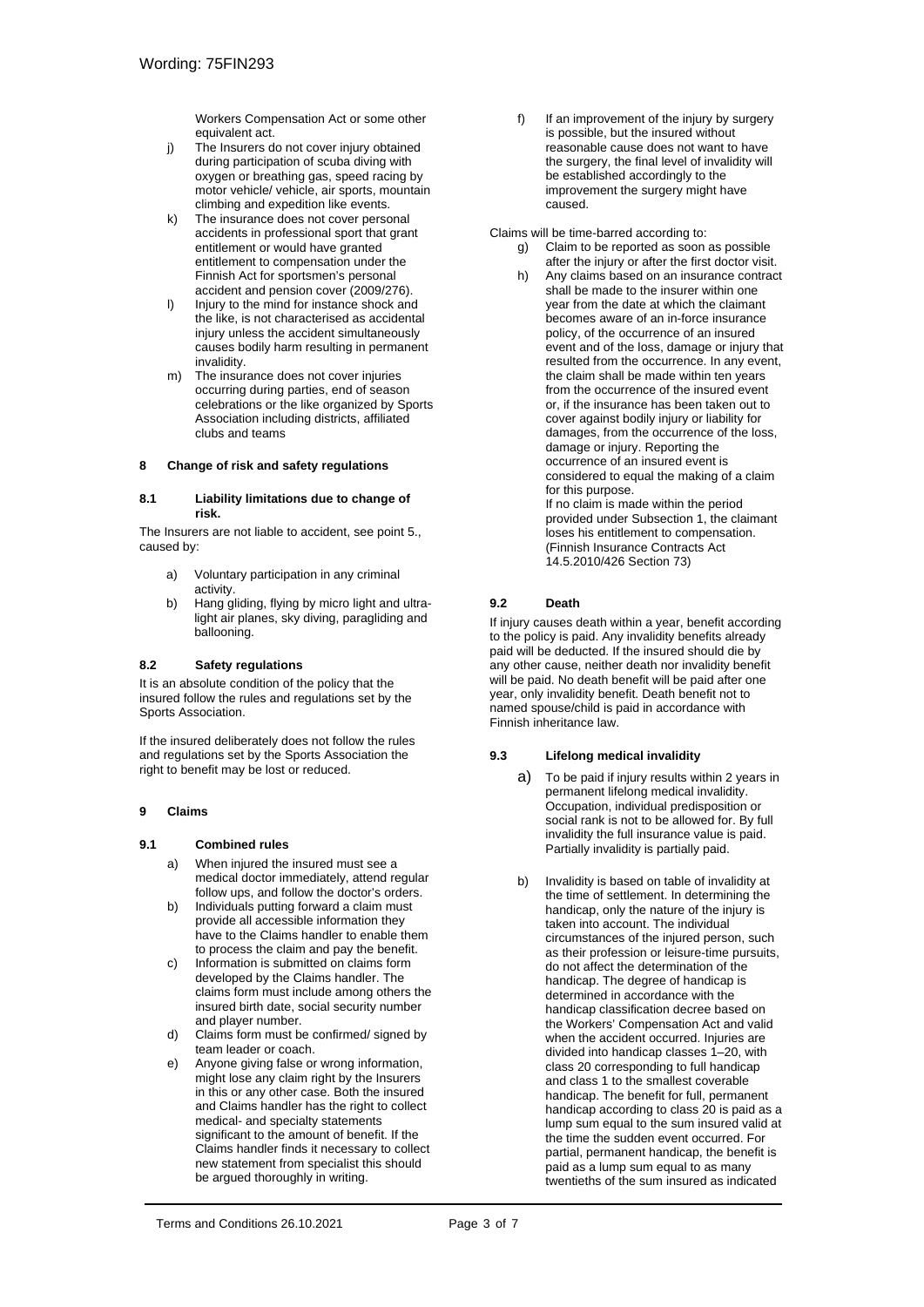Workers Compensation Act or some other equivalent act.

j) The Insurers do not cover injury obtained during participation of scuba diving with oxygen or breathing gas, speed racing by motor vehicle/ vehicle, air sports, mountain climbing and expedition like events.
k) The insurance does not cover personal accidents in professional sport that grant entitlement or would have granted entitlement to compensation under the Finnish Act for sportsmen's personal accident and pension cover (2009/276).
l) Injury to the mind for instance shock and the like, is not characterised as accidental injury unless the accident simultaneously causes bodily harm resulting in permanent invalidity.
m) The insurance does not cover injuries occurring during parties, end of season celebrations or the like organized by Sports Association including districts, affiliated clubs and teams

### 8 Change of risk and safety regulations

#### 8.1 Liability limitations due to change of risk.

The Insurers are not liable to accident, see point 5., caused by:

a) Voluntary participation in any criminal activity.
b) Hang gliding, flying by micro light and ultra-light air planes, sky diving, paragliding and ballooning.

#### 8.2 Safety regulations

It is an absolute condition of the policy that the insured follow the rules and regulations set by the Sports Association.

If the insured deliberately does not follow the rules and regulations set by the Sports Association the right to benefit may be lost or reduced.

### 9 Claims

#### 9.1 Combined rules

a) When injured the insured must see a medical doctor immediately, attend regular follow ups, and follow the doctor's orders.
b) Individuals putting forward a claim must provide all accessible information they have to the Claims handler to enable them to process the claim and pay the benefit.
c) Information is submitted on claims form developed by the Claims handler. The claims form must include among others the insured birth date, social security number and player number.
d) Claims form must be confirmed/ signed by team leader or coach.
e) Anyone giving false or wrong information, might lose any claim right by the Insurers in this or any other case. Both the insured and Claims handler has the right to collect medical- and specialty statements significant to the amount of benefit. If the Claims handler finds it necessary to collect new statement from specialist this should be argued thoroughly in writing.
f) If an improvement of the injury by surgery is possible, but the insured without reasonable cause does not want to have the surgery, the final level of invalidity will be established accordingly to the improvement the surgery might have caused.

Claims will be time-barred according to:

g) Claim to be reported as soon as possible after the injury or after the first doctor visit.
h) Any claims based on an insurance contract shall be made to the insurer within one year from the date at which the claimant becomes aware of an in-force insurance policy, of the occurrence of an insured event and of the loss, damage or injury that resulted from the occurrence. In any event, the claim shall be made within ten years from the occurrence of the insured event or, if the insurance has been taken out to cover against bodily injury or liability for damages, from the occurrence of the loss, damage or injury. Reporting the occurrence of an insured event is considered to equal the making of a claim for this purpose.
If no claim is made within the period provided under Subsection 1, the claimant loses his entitlement to compensation. (Finnish Insurance Contracts Act 14.5.2010/426 Section 73)

#### 9.2 Death

If injury causes death within a year, benefit according to the policy is paid. Any invalidity benefits already paid will be deducted. If the insured should die by any other cause, neither death nor invalidity benefit will be paid. No death benefit will be paid after one year, only invalidity benefit. Death benefit not to named spouse/child is paid in accordance with Finnish inheritance law.

#### 9.3 Lifelong medical invalidity

a) To be paid if injury results within 2 years in permanent lifelong medical invalidity. Occupation, individual predisposition or social rank is not to be allowed for. By full invalidity the full insurance value is paid. Partially invalidity is partially paid.
b) Invalidity is based on table of invalidity at the time of settlement. In determining the handicap, only the nature of the injury is taken into account. The individual circumstances of the injured person, such as their profession or leisure-time pursuits, do not affect the determination of the handicap. The degree of handicap is determined in accordance with the handicap classification decree based on the Workers' Compensation Act and valid when the accident occurred. Injuries are divided into handicap classes 1–20, with class 20 corresponding to full handicap and class 1 to the smallest coverable handicap. The benefit for full, permanent handicap according to class 20 is paid as a lump sum equal to the sum insured valid at the time the sudden event occurred. For partial, permanent handicap, the benefit is paid as a lump sum equal to as many twentieths of the sum insured as indicated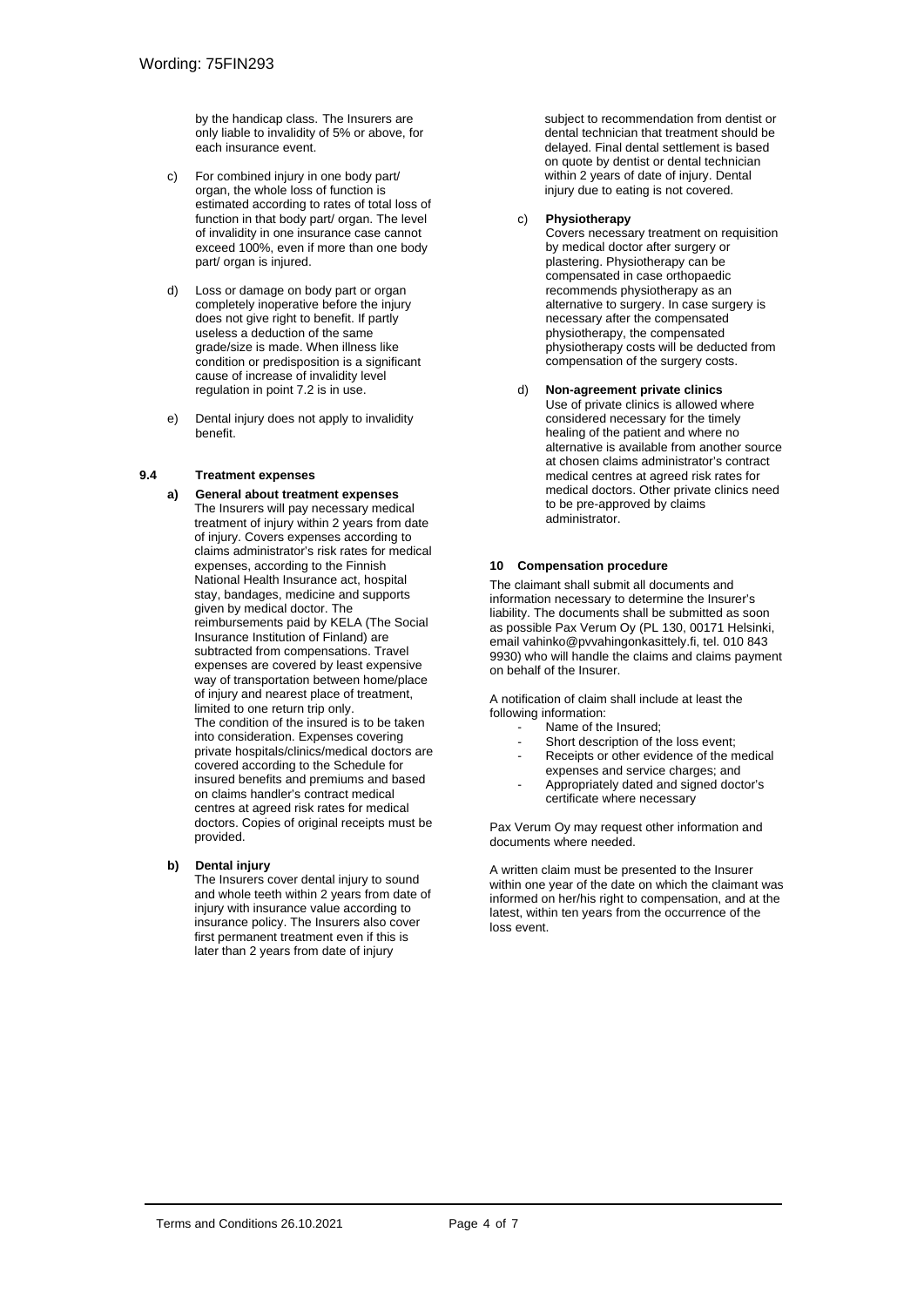by the handicap class. The Insurers are only liable to invalidity of 5% or above, for each insurance event.

c) For combined injury in one body part/ organ, the whole loss of function is estimated according to rates of total loss of function in that body part/ organ. The level of invalidity in one insurance case cannot exceed 100%, even if more than one body part/ organ is injured.

d) Loss or damage on body part or organ completely inoperative before the injury does not give right to benefit. If partly useless a deduction of the same grade/size is made. When illness like condition or predisposition is a significant cause of increase of invalidity level regulation in point 7.2 is in use.

e) Dental injury does not apply to invalidity benefit.

### 9.4 Treatment expenses

**a) General about treatment expenses**
The Insurers will pay necessary medical treatment of injury within 2 years from date of injury. Covers expenses according to claims administrator's risk rates for medical expenses, according to the Finnish National Health Insurance act, hospital stay, bandages, medicine and supports given by medical doctor. The reimbursements paid by KELA (The Social Insurance Institution of Finland) are subtracted from compensations. Travel expenses are covered by least expensive way of transportation between home/place of injury and nearest place of treatment, limited to one return trip only.
The condition of the insured is to be taken into consideration. Expenses covering private hospitals/clinics/medical doctors are covered according to the Schedule for insured benefits and premiums and based on claims handler's contract medical centres at agreed risk rates for medical doctors. Copies of original receipts must be provided.

**b) Dental injury**
The Insurers cover dental injury to sound and whole teeth within 2 years from date of injury with insurance value according to insurance policy. The Insurers also cover first permanent treatment even if this is later than 2 years from date of injury subject to recommendation from dentist or dental technician that treatment should be delayed. Final dental settlement is based on quote by dentist or dental technician within 2 years of date of injury. Dental injury due to eating is not covered.

c) **Physiotherapy**
Covers necessary treatment on requisition by medical doctor after surgery or plastering. Physiotherapy can be compensated in case orthopaedic recommends physiotherapy as an alternative to surgery. In case surgery is necessary after the compensated physiotherapy, the compensated physiotherapy costs will be deducted from compensation of the surgery costs.

d) **Non-agreement private clinics**
Use of private clinics is allowed where considered necessary for the timely healing of the patient and where no alternative is available from another source at chosen claims administrator's contract medical centres at agreed risk rates for medical doctors. Other private clinics need to be pre-approved by claims administrator.

## 10 Compensation procedure

The claimant shall submit all documents and information necessary to determine the Insurer's liability. The documents shall be submitted as soon as possible Pax Verum Oy (PL 130, 00171 Helsinki, email vahinko@pvvahingonkasittely.fi, tel. 010 843 9930) who will handle the claims and claims payment on behalf of the Insurer.

A notification of claim shall include at least the following information:

- Name of the Insured;
- Short description of the loss event;
- Receipts or other evidence of the medical expenses and service charges; and
- Appropriately dated and signed doctor's certificate where necessary

Pax Verum Oy may request other information and documents where needed.

A written claim must be presented to the Insurer within one year of the date on which the claimant was informed on her/his right to compensation, and at the latest, within ten years from the occurrence of the loss event.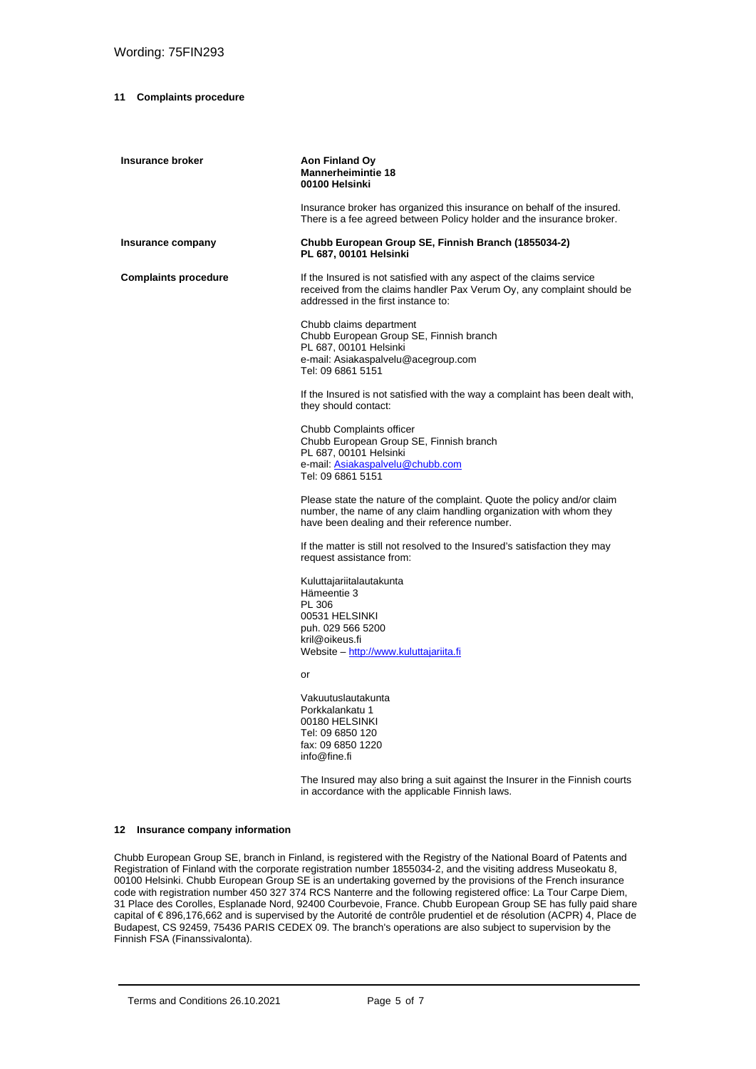Wording: 75FIN293

## 11 Complaints procedure

| | |
|---|---|
| **Insurance broker** | **Aon Finland Oy**<br>**Mannerheimintie 18**<br>**00100 Helsinki**<br><br>Insurance broker has organized this insurance on behalf of the insured. There is a fee agreed between Policy holder and the insurance broker. |
| **Insurance company** | **Chubb European Group SE, Finnish Branch (1855034-2)**<br>**PL 687, 00101 Helsinki** |
| **Complaints procedure** | If the Insured is not satisfied with any aspect of the claims service received from the claims handler Pax Verum Oy, any complaint should be addressed in the first instance to:<br><br>Chubb claims department<br>Chubb European Group SE, Finnish branch<br>PL 687, 00101 Helsinki<br>e-mail: Asiakaspalvelu@acegroup.com<br>Tel: 09 6861 5151<br><br>If the Insured is not satisfied with the way a complaint has been dealt with, they should contact:<br><br>Chubb Complaints officer<br>Chubb European Group SE, Finnish branch<br>PL 687, 00101 Helsinki<br>e-mail: Asiakaspalvelu@chubb.com<br>Tel: 09 6861 5151<br><br>Please state the nature of the complaint. Quote the policy and/or claim number, the name of any claim handling organization with whom they have been dealing and their reference number.<br><br>If the matter is still not resolved to the Insured's satisfaction they may request assistance from:<br><br>Kuluttajariitalautakunta<br>Hämeentie 3<br>PL 306<br>00531 HELSINKI<br>puh. 029 566 5200<br>kril@oikeus.fi<br>Website – http://www.kuluttajariita.fi<br><br>or<br><br>Vakuutuslautakunta<br>Porkkalankatu 1<br>00180 HELSINKI<br>Tel: 09 6850 120<br>fax: 09 6850 1220<br>info@fine.fi<br><br>The Insured may also bring a suit against the Insurer in the Finnish courts in accordance with the applicable Finnish laws. |

## 12 Insurance company information

Chubb European Group SE, branch in Finland, is registered with the Registry of the National Board of Patents and Registration of Finland with the corporate registration number 1855034-2, and the visiting address Museokatu 8, 00100 Helsinki. Chubb European Group SE is an undertaking governed by the provisions of the French insurance code with registration number 450 327 374 RCS Nanterre and the following registered office: La Tour Carpe Diem, 31 Place des Corolles, Esplanade Nord, 92400 Courbevoie, France. Chubb European Group SE has fully paid share capital of € 896,176,662 and is supervised by the Autorité de contrôle prudentiel et de résolution (ACPR) 4, Place de Budapest, CS 92459, 75436 PARIS CEDEX 09. The branch's operations are also subject to supervision by the Finnish FSA (Finanssivalonta).

Terms and Conditions 26.10.2021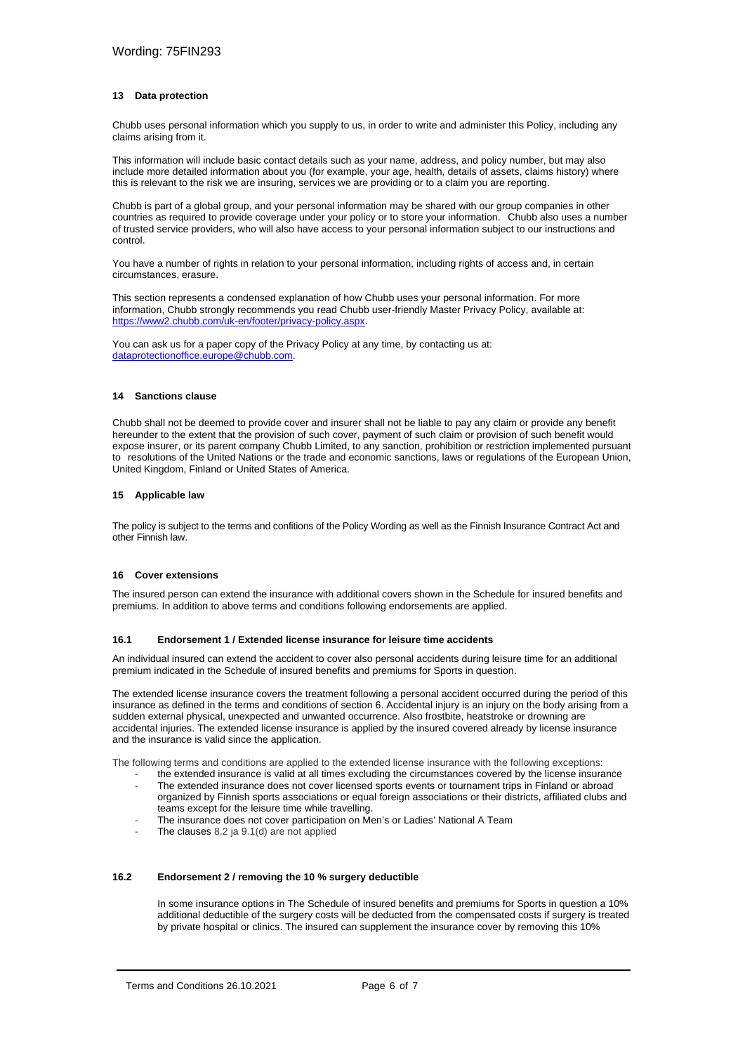## 13 Data protection

Chubb uses personal information which you supply to us, in order to write and administer this Policy, including any claims arising from it.

This information will include basic contact details such as your name, address, and policy number, but may also include more detailed information about you (for example, your age, health, details of assets, claims history) where this is relevant to the risk we are insuring, services we are providing or to a claim you are reporting.

Chubb is part of a global group, and your personal information may be shared with our group companies in other countries as required to provide coverage under your policy or to store your information. Chubb also uses a number of trusted service providers, who will also have access to your personal information subject to our instructions and control.

You have a number of rights in relation to your personal information, including rights of access and, in certain circumstances, erasure.

This section represents a condensed explanation of how Chubb uses your personal information. For more information, Chubb strongly recommends you read Chubb user-friendly Master Privacy Policy, available at: https://www2.chubb.com/uk-en/footer/privacy-policy.aspx.

You can ask us for a paper copy of the Privacy Policy at any time, by contacting us at: dataprotectionoffice.europe@chubb.com.

## 14 Sanctions clause

Chubb shall not be deemed to provide cover and insurer shall not be liable to pay any claim or provide any benefit hereunder to the extent that the provision of such cover, payment of such claim or provision of such benefit would expose insurer, or its parent company Chubb Limited, to any sanction, prohibition or restriction implemented pursuant to resolutions of the United Nations or the trade and economic sanctions, laws or regulations of the European Union, United Kingdom, Finland or United States of America.

## 15 Applicable law

The policy is subject to the terms and confitions of the Policy Wording as well as the Finnish Insurance Contract Act and other Finnish law.

## 16 Cover extensions

The insured person can extend the insurance with additional covers shown in the Schedule for insured benefits and premiums. In addition to above terms and conditions following endorsements are applied.

### 16.1 Endorsement 1 / Extended license insurance for leisure time accidents

An individual insured can extend the accident to cover also personal accidents during leisure time for an additional premium indicated in the Schedule of insured benefits and premiums for Sports in question.

The extended license insurance covers the treatment following a personal accident occurred during the period of this insurance as defined in the terms and conditions of section 6. Accidental injury is an injury on the body arising from a sudden external physical, unexpected and unwanted occurrence. Also frostbite, heatstroke or drowning are accidental injuries. The extended license insurance is applied by the insured covered already by license insurance and the insurance is valid since the application.

The following terms and conditions are applied to the extended license insurance with the following exceptions:

- the extended insurance is valid at all times excluding the circumstances covered by the license insurance
- The extended insurance does not cover licensed sports events or tournament trips in Finland or abroad organized by Finnish sports associations or equal foreign associations or their districts, affiliated clubs and teams except for the leisure time while travelling.
- The insurance does not cover participation on Men's or Ladies' National A Team
- The clauses 8.2 ja 9.1(d) are not applied

### 16.2 Endorsement 2 / removing the 10 % surgery deductible

In some insurance options in The Schedule of insured benefits and premiums for Sports in question a 10% additional deductible of the surgery costs will be deducted from the compensated costs if surgery is treated by private hospital or clinics. The insured can supplement the insurance cover by removing this 10%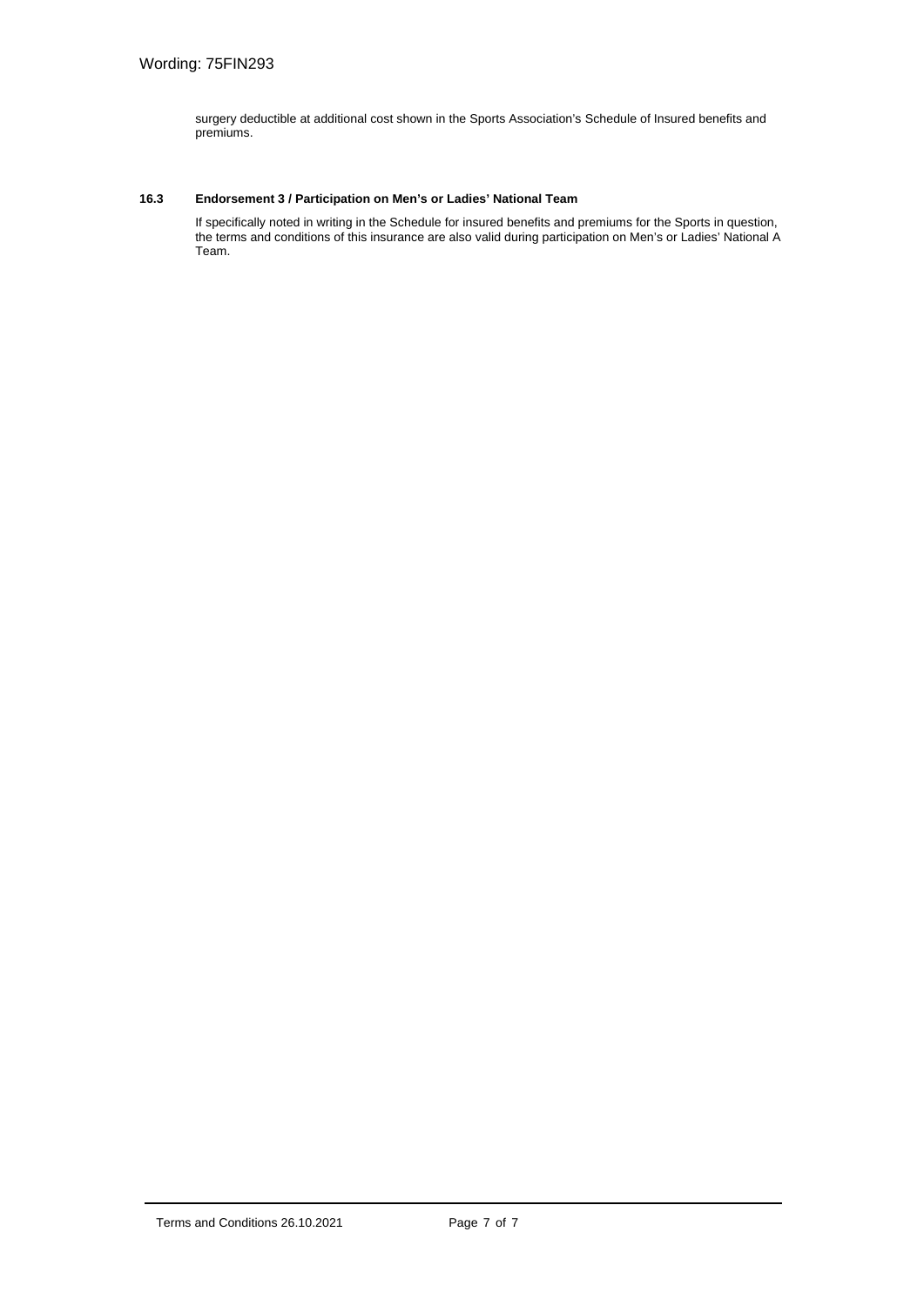surgery deductible at additional cost shown in the Sports Association's Schedule of Insured benefits and premiums.

### 16.3 Endorsement 3 / Participation on Men's or Ladies' National Team

If specifically noted in writing in the Schedule for insured benefits and premiums for the Sports in question, the terms and conditions of this insurance are also valid during participation on Men's or Ladies' National A Team.